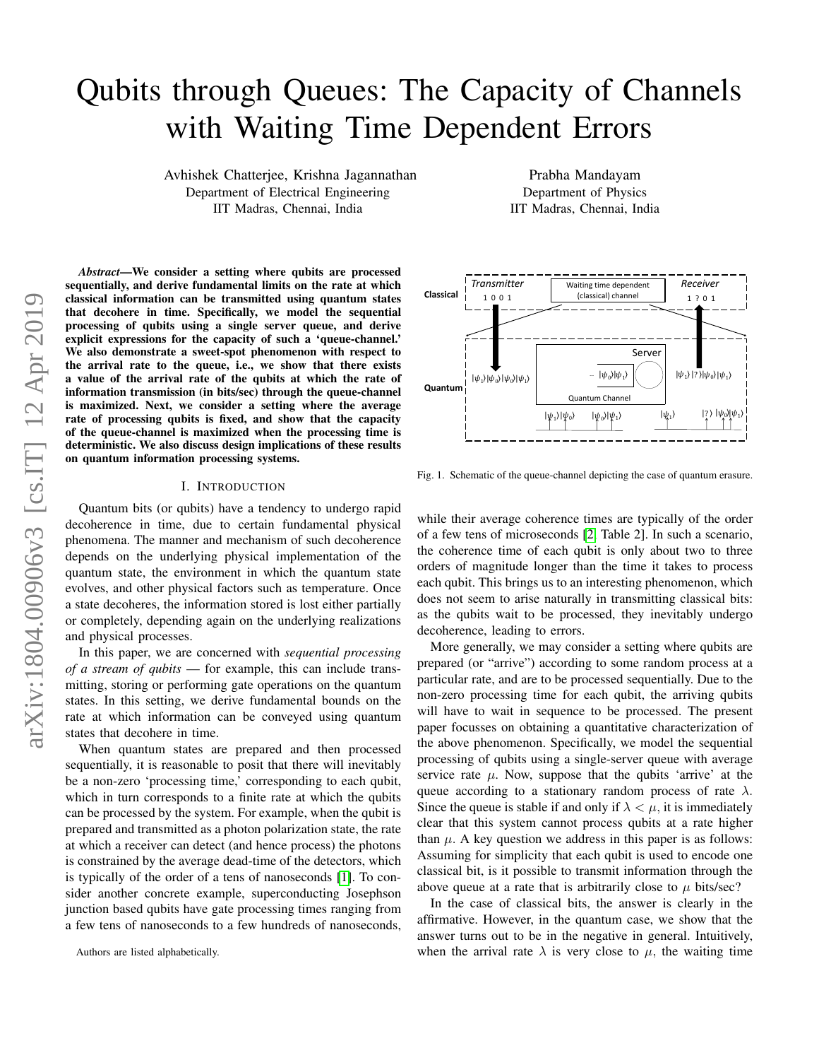# Qubits through Queues: The Capacity of Channels with Waiting Time Dependent Errors

Avhishek Chatterjee, Krishna Jagannathan
Department of Electrical Engineering
IIT Madras, Chennai, India

Prabha Mandayam
Department of Physics
IIT Madras, Chennai, India

***Abstract*—We consider a setting where qubits are processed sequentially, and derive fundamental limits on the rate at which classical information can be transmitted using quantum states that decohere in time. Specifically, we model the sequential processing of qubits using a single server queue, and derive explicit expressions for the capacity of such a 'queue-channel.' We also demonstrate a sweet-spot phenomenon with respect to the arrival rate to the queue, i.e., we show that there exists a value of the arrival rate of the qubits at which the rate of information transmission (in bits/sec) through the queue-channel is maximized. Next, we consider a setting where the average rate of processing qubits is fixed, and show that the capacity of the queue-channel is maximized when the processing time is deterministic. We also discuss design implications of these results on quantum information processing systems.**

## I. Introduction

Quantum bits (or qubits) have a tendency to undergo rapid decoherence in time, due to certain fundamental physical phenomena. The manner and mechanism of such decoherence depends on the underlying physical implementation of the quantum state, the environment in which the quantum state evolves, and other physical factors such as temperature. Once a state decoheres, the information stored is lost either partially or completely, depending again on the underlying realizations and physical processes.

In this paper, we are concerned with *sequential processing of a stream of qubits* — for example, this can include transmitting, storing or performing gate operations on the quantum states. In this setting, we derive fundamental bounds on the rate at which information can be conveyed using quantum states that decohere in time.

When quantum states are prepared and then processed sequentially, it is reasonable to posit that there will inevitably be a non-zero 'processing time,' corresponding to each qubit, which in turn corresponds to a finite rate at which the qubits can be processed by the system. For example, when the qubit is prepared and transmitted as a photon polarization state, the rate at which a receiver can detect (and hence process) the photons is constrained by the average dead-time of the detectors, which is typically of the order of a tens of nanoseconds [1]. To consider another concrete example, superconducting Josephson junction based qubits have gate processing times ranging from a few tens of nanoseconds to a few hundreds of nanoseconds, while their average coherence times are typically of the order of a few tens of microseconds [2, Table 2]. In such a scenario, the coherence time of each qubit is only about two to three orders of magnitude longer than the time it takes to process each qubit. This brings us to an interesting phenomenon, which does not seem to arise naturally in transmitting classical bits: as the qubits wait to be processed, they inevitably undergo decoherence, leading to errors.

Fig. 1. Schematic of the queue-channel depicting the case of quantum erasure.

More generally, we may consider a setting where qubits are prepared (or "arrive") according to some random process at a particular rate, and are to be processed sequentially. Due to the non-zero processing time for each qubit, the arriving qubits will have to wait in sequence to be processed. The present paper focusses on obtaining a quantitative characterization of the above phenomenon. Specifically, we model the sequential processing of qubits using a single-server queue with average service rate $\mu$. Now, suppose that the qubits 'arrive' at the queue according to a stationary random process of rate $\lambda$. Since the queue is stable if and only if $\lambda < \mu$, it is immediately clear that this system cannot process qubits at a rate higher than $\mu$. A key question we address in this paper is as follows: Assuming for simplicity that each qubit is used to encode one classical bit, is it possible to transmit information through the above queue at a rate that is arbitrarily close to $\mu$ bits/sec?

In the case of classical bits, the answer is clearly in the affirmative. However, in the quantum case, we show that the answer turns out to be in the negative in general. Intuitively, when the arrival rate $\lambda$ is very close to $\mu$, the waiting time

Authors are listed alphabetically.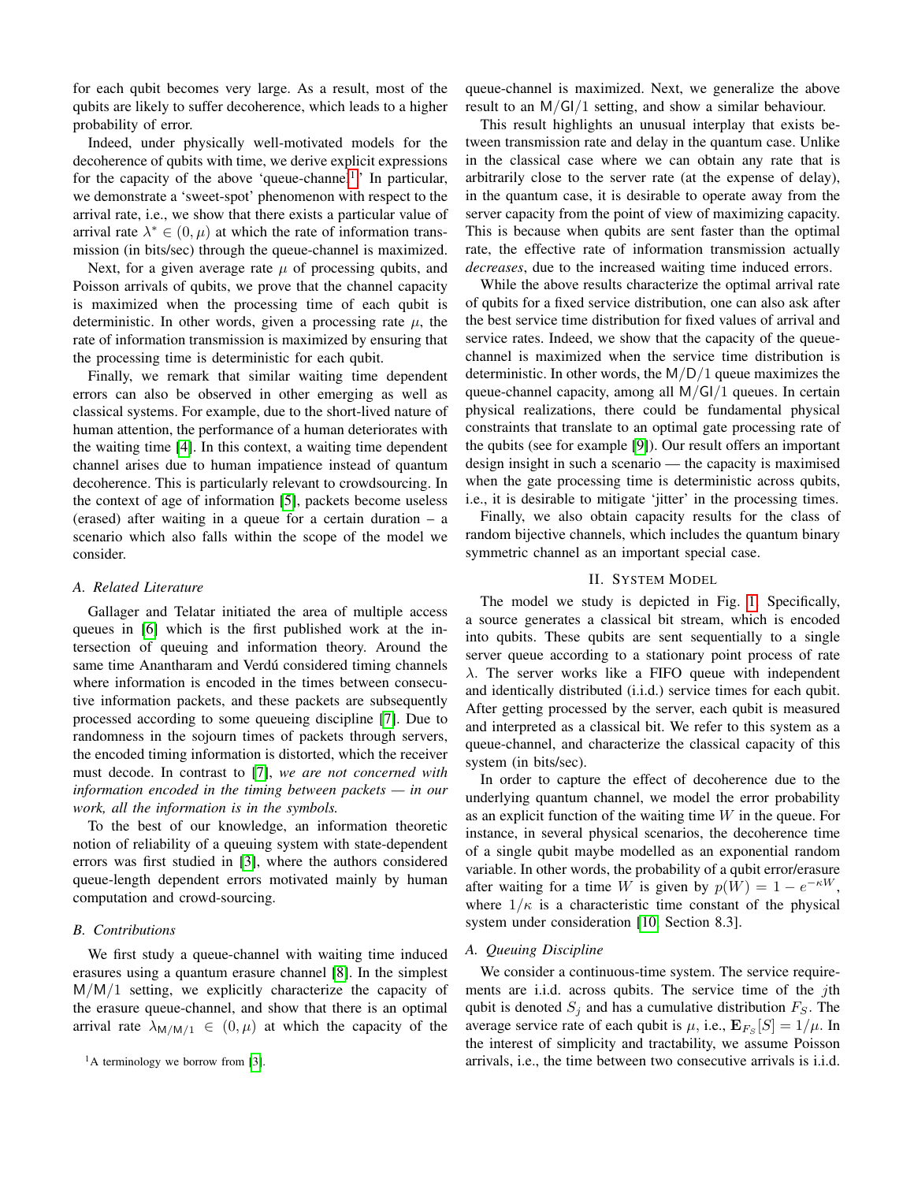for each qubit becomes very large. As a result, most of the qubits are likely to suffer decoherence, which leads to a higher probability of error.

Indeed, under physically well-motivated models for the decoherence of qubits with time, we derive explicit expressions for the capacity of the above 'queue-channel[1].' In particular, we demonstrate a 'sweet-spot' phenomenon with respect to the arrival rate, i.e., we show that there exists a particular value of arrival rate $\lambda^* \in (0, \mu)$ at which the rate of information transmission (in bits/sec) through the queue-channel is maximized.

Next, for a given average rate $\mu$ of processing qubits, and Poisson arrivals of qubits, we prove that the channel capacity is maximized when the processing time of each qubit is deterministic. In other words, given a processing rate $\mu$, the rate of information transmission is maximized by ensuring that the processing time is deterministic for each qubit.

Finally, we remark that similar waiting time dependent errors can also be observed in other emerging as well as classical systems. For example, due to the short-lived nature of human attention, the performance of a human deteriorates with the waiting time [4]. In this context, a waiting time dependent channel arises due to human impatience instead of quantum decoherence. This is particularly relevant to crowdsourcing. In the context of age of information [5], packets become useless (erased) after waiting in a queue for a certain duration – a scenario which also falls within the scope of the model we consider.

### A. Related Literature

Gallager and Telatar initiated the area of multiple access queues in [6] which is the first published work at the intersection of queuing and information theory. Around the same time Anantharam and Verdú considered timing channels where information is encoded in the times between consecutive information packets, and these packets are subsequently processed according to some queueing discipline [7]. Due to randomness in the sojourn times of packets through servers, the encoded timing information is distorted, which the receiver must decode. In contrast to [7], *we are not concerned with information encoded in the timing between packets — in our work, all the information is in the symbols.*

To the best of our knowledge, an information theoretic notion of reliability of a queuing system with state-dependent errors was first studied in [3], where the authors considered queue-length dependent errors motivated mainly by human computation and crowd-sourcing.

### B. Contributions

We first study a queue-channel with waiting time induced erasures using a quantum erasure channel [8]. In the simplest $\mathsf{M/M/1}$ setting, we explicitly characterize the capacity of the erasure queue-channel, and show that there is an optimal arrival rate $\lambda_{\mathsf{M/M/1}} \in (0, \mu)$ at which the capacity of the queue-channel is maximized. Next, we generalize the above result to an $\mathsf{M/GI/1}$ setting, and show a similar behaviour.

This result highlights an unusual interplay that exists between transmission rate and delay in the quantum case. Unlike in the classical case where we can obtain any rate that is arbitrarily close to the server rate (at the expense of delay), in the quantum case, it is desirable to operate away from the server capacity from the point of view of maximizing capacity. This is because when qubits are sent faster than the optimal rate, the effective rate of information transmission actually *decreases*, due to the increased waiting time induced errors.

While the above results characterize the optimal arrival rate of qubits for a fixed service distribution, one can also ask after the best service time distribution for fixed values of arrival and service rates. Indeed, we show that the capacity of the queue-channel is maximized when the service time distribution is deterministic. In other words, the $\mathsf{M/D/1}$ queue maximizes the queue-channel capacity, among all $\mathsf{M/GI/1}$ queues. In certain physical realizations, there could be fundamental physical constraints that translate to an optimal gate processing rate of the qubits (see for example [9]). Our result offers an important design insight in such a scenario — the capacity is maximised when the gate processing time is deterministic across qubits, i.e., it is desirable to mitigate 'jitter' in the processing times.

Finally, we also obtain capacity results for the class of random bijective channels, which includes the quantum binary symmetric channel as an important special case.

## II. System Model

The model we study is depicted in Fig. 1. Specifically, a source generates a classical bit stream, which is encoded into qubits. These qubits are sent sequentially to a single server queue according to a stationary point process of rate $\lambda$. The server works like a FIFO queue with independent and identically distributed (i.i.d.) service times for each qubit. After getting processed by the server, each qubit is measured and interpreted as a classical bit. We refer to this system as a queue-channel, and characterize the classical capacity of this system (in bits/sec).

In order to capture the effect of decoherence due to the underlying quantum channel, we model the error probability as an explicit function of the waiting time $W$ in the queue. For instance, in several physical scenarios, the decoherence time of a single qubit maybe modelled as an exponential random variable. In other words, the probability of a qubit error/erasure after waiting for a time $W$ is given by $p(W) = 1 - e^{-\kappa W}$, where $1/\kappa$ is a characteristic time constant of the physical system under consideration [10, Section 8.3].

### A. Queuing Discipline

We consider a continuous-time system. The service requirements are i.i.d. across qubits. The service time of the $j$th qubit is denoted $S_j$ and has a cumulative distribution $F_S$. The average service rate of each qubit is $\mu$, i.e., $\mathbf{E}_{F_S}[S] = 1/\mu$. In the interest of simplicity and tractability, we assume Poisson arrivals, i.e., the time between two consecutive arrivals is i.i.d.

[1] A terminology we borrow from [3].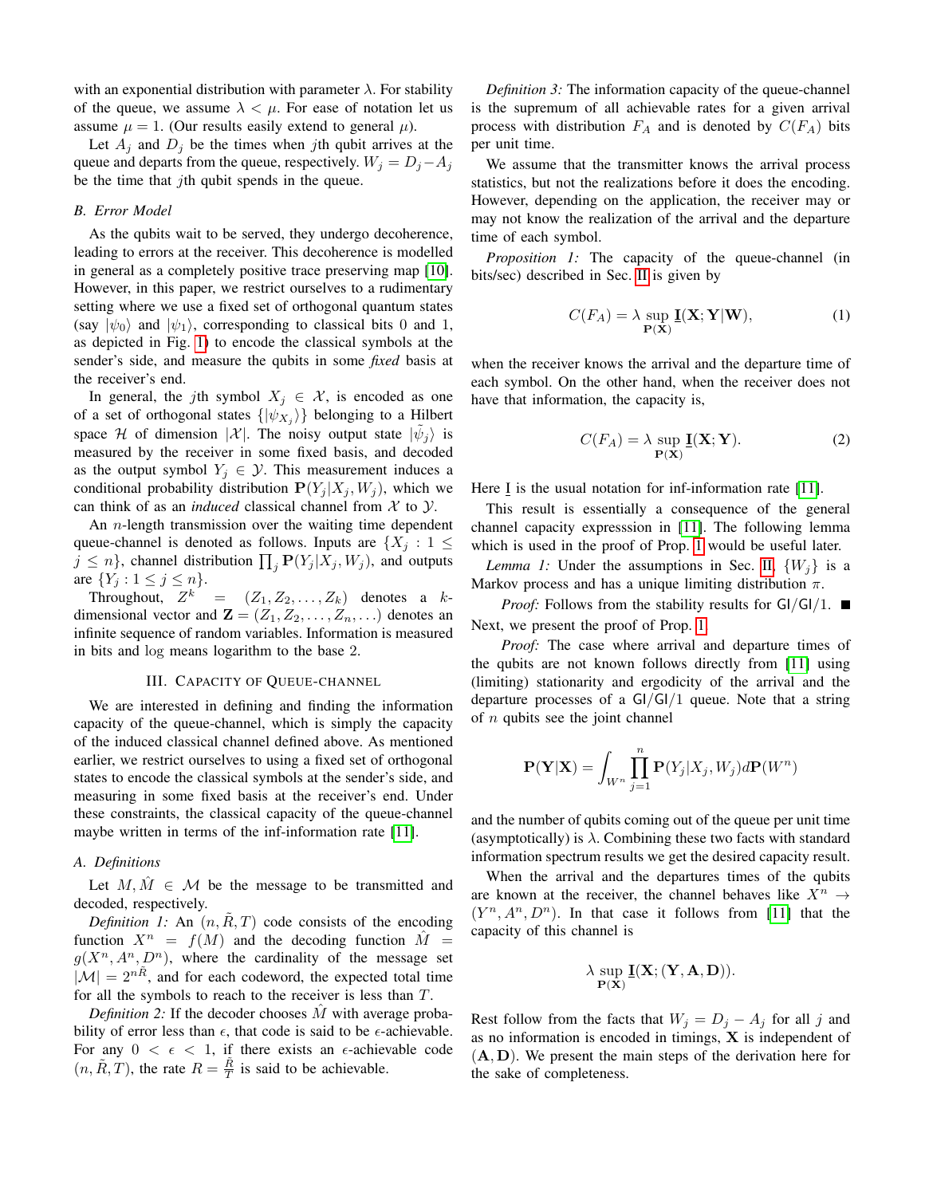with an exponential distribution with parameter $\lambda$. For stability of the queue, we assume $\lambda < \mu$. For ease of notation let us assume $\mu = 1$. (Our results easily extend to general $\mu$).

Let $A_j$ and $D_j$ be the times when $j$th qubit arrives at the queue and departs from the queue, respectively. $W_j = D_j - A_j$ be the time that $j$th qubit spends in the queue.

### B. Error Model

As the qubits wait to be served, they undergo decoherence, leading to errors at the receiver. This decoherence is modelled in general as a completely positive trace preserving map [10]. However, in this paper, we restrict ourselves to a rudimentary setting where we use a fixed set of orthogonal quantum states (say $|\psi_0\rangle$ and $|\psi_1\rangle$, corresponding to classical bits 0 and 1, as depicted in Fig. 1) to encode the classical symbols at the sender's side, and measure the qubits in some *fixed* basis at the receiver's end.

In general, the $j$th symbol $X_j \in \mathcal{X}$, is encoded as one of a set of orthogonal states $\{|\psi_{X_j}\rangle\}$ belonging to a Hilbert space $\mathcal{H}$ of dimension $|\mathcal{X}|$. The noisy output state $|\tilde{\psi}_j\rangle$ is measured by the receiver in some fixed basis, and decoded as the output symbol $Y_j \in \mathcal{Y}$. This measurement induces a conditional probability distribution $\mathbf{P}(Y_j|X_j, W_j)$, which we can think of as an *induced* classical channel from $\mathcal{X}$ to $\mathcal{Y}$.

An $n$-length transmission over the waiting time dependent queue-channel is denoted as follows. Inputs are $\{X_j : 1 \leq j \leq n\}$, channel distribution $\prod_j \mathbf{P}(Y_j|X_j, W_j)$, and outputs are $\{Y_j : 1 \leq j \leq n\}$.

Throughout, $Z^k = (Z_1, Z_2, \ldots, Z_k)$ denotes a $k$-dimensional vector and $\mathbf{Z} = (Z_1, Z_2, \ldots, Z_n, \ldots)$ denotes an infinite sequence of random variables. Information is measured in bits and $\log$ means logarithm to the base 2.

## III. Capacity of Queue-Channel

We are interested in defining and finding the information capacity of the queue-channel, which is simply the capacity of the induced classical channel defined above. As mentioned earlier, we restrict ourselves to using a fixed set of orthogonal states to encode the classical symbols at the sender's side, and measuring in some fixed basis at the receiver's end. Under these constraints, the classical capacity of the queue-channel maybe written in terms of the inf-information rate [11].

### A. Definitions

Let $M, \hat{M} \in \mathcal{M}$ be the message to be transmitted and decoded, respectively.

*Definition 1:* An $(n, \tilde{R}, T)$ code consists of the encoding function $X^n = f(M)$ and the decoding function $\hat{M} = g(X^n, A^n, D^n)$, where the cardinality of the message set $|\mathcal{M}| = 2^{n\tilde{R}}$, and for each codeword, the expected total time for all the symbols to reach to the receiver is less than $T$.

*Definition 2:* If the decoder chooses $\hat{M}$ with average probability of error less than $\epsilon$, that code is said to be $\epsilon$-achievable. For any $0 < \epsilon < 1$, if there exists an $\epsilon$-achievable code $(n, \tilde{R}, T)$, the rate $R = \frac{\tilde{R}}{T}$ is said to be achievable.

*Definition 3:* The information capacity of the queue-channel is the supremum of all achievable rates for a given arrival process with distribution $F_A$ and is denoted by $C(F_A)$ bits per unit time.

We assume that the transmitter knows the arrival process statistics, but not the realizations before it does the encoding. However, depending on the application, the receiver may or may not know the realization of the arrival and the departure time of each symbol.

*Proposition 1:* The capacity of the queue-channel (in bits/sec) described in Sec. II is given by

$$C(F_A) = \lambda \sup_{\mathbf{P}(\mathbf{X})} \underline{\mathbf{I}}(\mathbf{X}; \mathbf{Y}|\mathbf{W}), \tag{1}$$

when the receiver knows the arrival and the departure time of each symbol. On the other hand, when the receiver does not have that information, the capacity is,

$$C(F_A) = \lambda \sup_{\mathbf{P}(\mathbf{X})} \underline{\mathbf{I}}(\mathbf{X}; \mathbf{Y}). \tag{2}$$

Here $\underline{\mathbf{I}}$ is the usual notation for inf-information rate [11].

This result is essentially a consequence of the general channel capacity expresssion in [11]. The following lemma which is used in the proof of Prop. 1 would be useful later.

*Lemma 1:* Under the assumptions in Sec. II, $\{W_j\}$ is a Markov process and has a unique limiting distribution $\pi$.

*Proof:* Follows from the stability results for GI/GI/1. ■

Next, we present the proof of Prop. 1.

*Proof:* The case where arrival and departure times of the qubits are not known follows directly from [11] using (limiting) stationarity and ergodicity of the arrival and the departure processes of a GI/GI/1 queue. Note that a string of $n$ qubits see the joint channel

$$\mathbf{P}(\mathbf{Y}|\mathbf{X}) = \int_{W^n} \prod_{j=1}^{n} \mathbf{P}(Y_j|X_j, W_j) d\mathbf{P}(W^n)$$

and the number of qubits coming out of the queue per unit time (asymptotically) is $\lambda$. Combining these two facts with standard information spectrum results we get the desired capacity result.

When the arrival and the departures times of the qubits are known at the receiver, the channel behaves like $X^n \rightarrow (Y^n, A^n, D^n)$. In that case it follows from [11] that the capacity of this channel is

$$\lambda \sup_{\mathbf{P}(\mathbf{X})} \underline{\mathbf{I}}(\mathbf{X}; (\mathbf{Y}, \mathbf{A}, \mathbf{D})).$$

Rest follow from the facts that $W_j = D_j - A_j$ for all $j$ and as no information is encoded in timings, $\mathbf{X}$ is independent of $(\mathbf{A}, \mathbf{D})$. We present the main steps of the derivation here for the sake of completeness.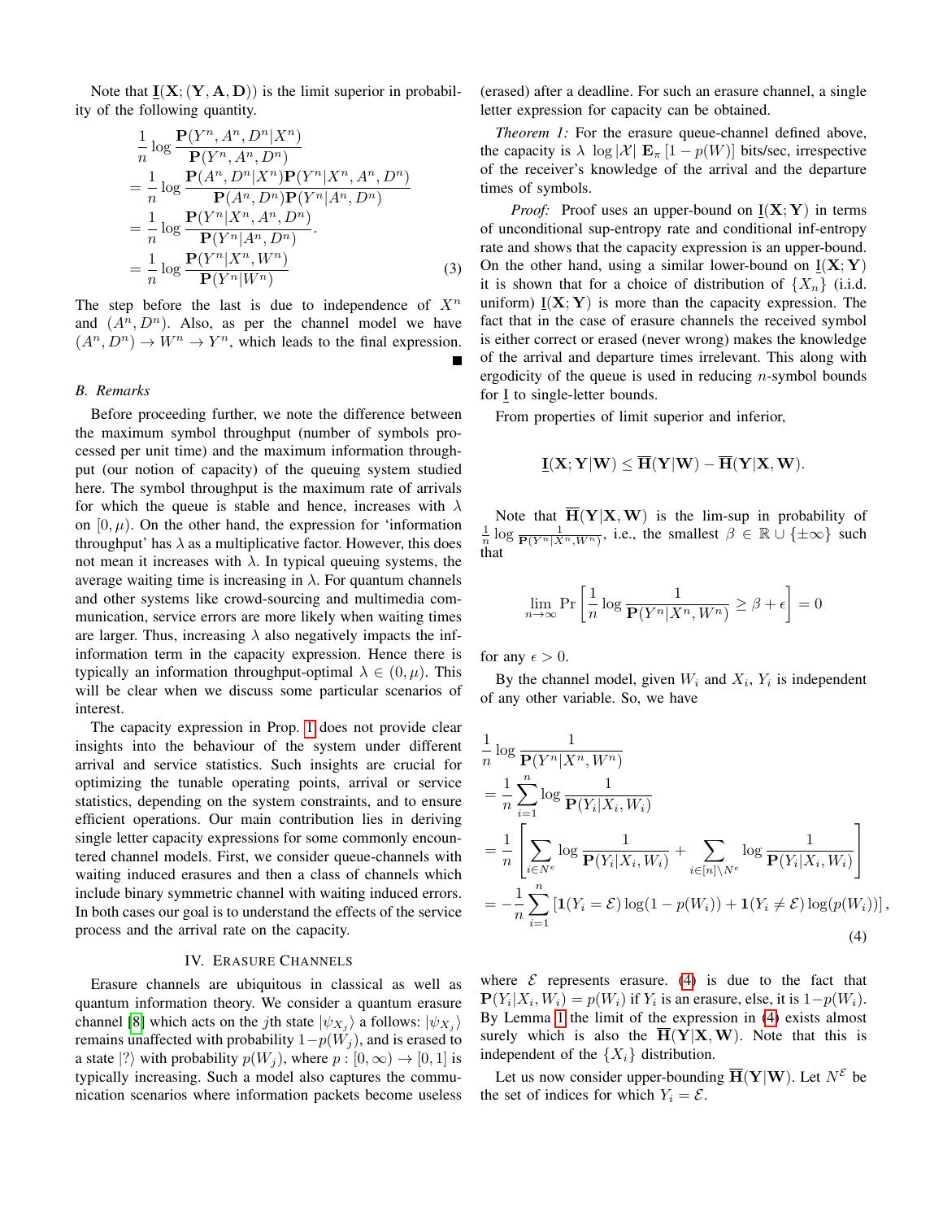Note that $\underline{\mathbf{I}}(\mathbf{X};(\mathbf{Y},\mathbf{A},\mathbf{D}))$ is the limit superior in probability of the following quantity.

$$
\begin{aligned}
&\frac{1}{n}\log\frac{\mathbf{P}(Y^n,A^n,D^n|X^n)}{\mathbf{P}(Y^n,A^n,D^n)} \\
&=\frac{1}{n}\log\frac{\mathbf{P}(A^n,D^n|X^n)\mathbf{P}(Y^n|X^n,A^n,D^n)}{\mathbf{P}(A^n,D^n)\mathbf{P}(Y^n|A^n,D^n)} \\
&=\frac{1}{n}\log\frac{\mathbf{P}(Y^n|X^n,A^n,D^n)}{\mathbf{P}(Y^n|A^n,D^n)}. \\
&=\frac{1}{n}\log\frac{\mathbf{P}(Y^n|X^n,W^n)}{\mathbf{P}(Y^n|W^n)} \qquad (3)
\end{aligned}
$$

The step before the last is due to independence of $X^n$ and $(A^n,D^n)$. Also, as per the channel model we have $(A^n,D^n)\rightarrow W^n\rightarrow Y^n$, which leads to the final expression. ∎

### B. Remarks

Before proceeding further, we note the difference between the maximum symbol throughput (number of symbols processed per unit time) and the maximum information throughput (our notion of capacity) of the queuing system studied here. The symbol throughput is the maximum rate of arrivals for which the queue is stable and hence, increases with $\lambda$ on $[0,\mu)$. On the other hand, the expression for 'information throughput' has $\lambda$ as a multiplicative factor. However, this does not mean it increases with $\lambda$. In typical queuing systems, the average waiting time is increasing in $\lambda$. For quantum channels and other systems like crowd-sourcing and multimedia communication, service errors are more likely when waiting times are larger. Thus, increasing $\lambda$ also negatively impacts the inf-information term in the capacity expression. Hence there is typically an information throughput-optimal $\lambda\in(0,\mu)$. This will be clear when we discuss some particular scenarios of interest.

The capacity expression in Prop. 1 does not provide clear insights into the behaviour of the system under different arrival and service statistics. Such insights are crucial for optimizing the tunable operating points, arrival or service statistics, depending on the system constraints, and to ensure efficient operations. Our main contribution lies in deriving single letter capacity expressions for some commonly encountered channel models. First, we consider queue-channels with waiting induced erasures and then a class of channels which include binary symmetric channel with waiting induced errors. In both cases our goal is to understand the effects of the service process and the arrival rate on the capacity.

## IV. Erasure Channels

Erasure channels are ubiquitous in classical as well as quantum information theory. We consider a quantum erasure channel [8] which acts on the $j$th state $|\psi_{X_j}\rangle$ a follows: $|\psi_{X_j}\rangle$ remains unaffected with probability $1-p(W_j)$, and is erased to a state $|?\rangle$ with probability $p(W_j)$, where $p:[0,\infty)\rightarrow[0,1]$ is typically increasing. Such a model also captures the communication scenarios where information packets become useless (erased) after a deadline. For such an erasure channel, a single letter expression for capacity can be obtained.

*Theorem 1:* For the erasure queue-channel defined above, the capacity is $\lambda\,\log|\mathcal{X}|\,\mathbf{E}_\pi\left[1-p(W)\right]$ bits/sec, irrespective of the receiver's knowledge of the arrival and the departure times of symbols.

*Proof:* Proof uses an upper-bound on $\underline{\mathbf{I}}(\mathbf{X};\mathbf{Y})$ in terms of unconditional sup-entropy rate and conditional inf-entropy rate and shows that the capacity expression is an upper-bound. On the other hand, using a similar lower-bound on $\underline{\mathbf{I}}(\mathbf{X};\mathbf{Y})$ it is shown that for a choice of distribution of $\{X_n\}$ (i.i.d. uniform) $\underline{\mathbf{I}}(\mathbf{X};\mathbf{Y})$ is more than the capacity expression. The fact that in the case of erasure channels the received symbol is either correct or erased (never wrong) makes the knowledge of the arrival and departure times irrelevant. This along with ergodicity of the queue is used in reducing $n$-symbol bounds for $\underline{\mathbf{I}}$ to single-letter bounds.

From properties of limit superior and inferior,

$$\underline{\mathbf{I}}(\mathbf{X};\mathbf{Y}|\mathbf{W})\le\overline{\mathbf{H}}(\mathbf{Y}|\mathbf{W})-\overline{\mathbf{H}}(\mathbf{Y}|\mathbf{X},\mathbf{W}).$$

Note that $\overline{\mathbf{H}}(\mathbf{Y}|\mathbf{X},\mathbf{W})$ is the lim-sup in probability of $\frac{1}{n}\log\frac{1}{\mathbf{P}(Y^n|X^n,W^n)}$, i.e., the smallest $\beta\in\mathbb{R}\cup\{\pm\infty\}$ such that

$$\lim_{n\rightarrow\infty}\Pr\left[\frac{1}{n}\log\frac{1}{\mathbf{P}(Y^n|X^n,W^n)}\ge\beta+\epsilon\right]=0$$

for any $\epsilon>0$.

By the channel model, given $W_i$ and $X_i$, $Y_i$ is independent of any other variable. So, we have

$$
\begin{aligned}
&\frac{1}{n}\log\frac{1}{\mathbf{P}(Y^n|X^n,W^n)} \\
&=\frac{1}{n}\sum_{i=1}^{n}\log\frac{1}{\mathbf{P}(Y_i|X_i,W_i)} \\
&=\frac{1}{n}\left[\sum_{i\in N^e}\log\frac{1}{\mathbf{P}(Y_i|X_i,W_i)}+\sum_{i\in[n]\setminus N^e}\log\frac{1}{\mathbf{P}(Y_i|X_i,W_i)}\right] \\
&=-\frac{1}{n}\sum_{i=1}^{n}\left[\mathbf{1}(Y_i=\mathcal{E})\log(1-p(W_i))+\mathbf{1}(Y_i\neq\mathcal{E})\log(p(W_i))\right], \qquad (4)
\end{aligned}
$$

where $\mathcal{E}$ represents erasure. (4) is due to the fact that $\mathbf{P}(Y_i|X_i,W_i)=p(W_i)$ if $Y_i$ is an erasure, else, it is $1-p(W_i)$. By Lemma 1 the limit of the expression in (4) exists almost surely which is also the $\overline{\mathbf{H}}(\mathbf{Y}|\mathbf{X},\mathbf{W})$. Note that this is independent of the $\{X_i\}$ distribution.

Let us now consider upper-bounding $\overline{\mathbf{H}}(\mathbf{Y}|\mathbf{W})$. Let $N^{\mathcal{E}}$ be the set of indices for which $Y_i=\mathcal{E}$.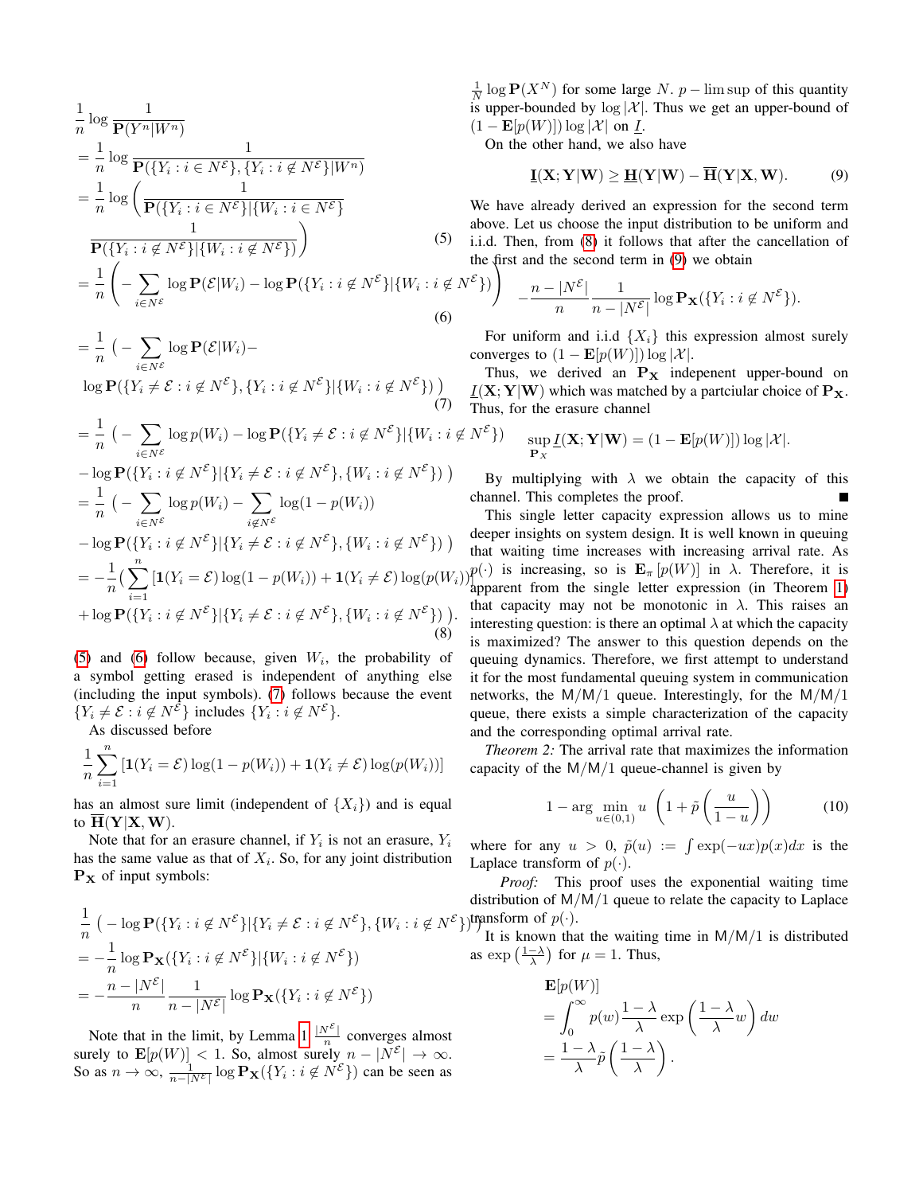$$
\begin{aligned}
&\frac{1}{n}\log\frac{1}{\mathbf{P}(Y^n|W^n)} \\
&= \frac{1}{n}\log\frac{1}{\mathbf{P}(\{Y_i : i\in N^{\mathcal{E}}\},\{Y_i : i\notin N^{\mathcal{E}}\}|W^n)} \\
&= \frac{1}{n}\log\Bigg(\frac{1}{\mathbf{P}(\{Y_i : i\in N^{\mathcal{E}}\}|\{W_i : i\in N^{\mathcal{E}}\}} \\
&\quad \frac{1}{\mathbf{P}(\{Y_i : i\notin N^{\mathcal{E}}\}|\{W_i : i\notin N^{\mathcal{E}}\})}\Bigg) \qquad (5)\\
&= \frac{1}{n}\Bigg(-\sum_{i\in N^{\mathcal{E}}}\log\mathbf{P}(\mathcal{E}|W_i) - \log\mathbf{P}(\{Y_i : i\notin N^{\mathcal{E}}\}|\{W_i : i\notin N^{\mathcal{E}}\})\Bigg) \qquad (6)\\
&= \frac{1}{n}\Big(-\sum_{i\in N^{\mathcal{E}}}\log\mathbf{P}(\mathcal{E}|W_i) - \\
&\quad \log\mathbf{P}(\{Y_i\neq\mathcal{E} : i\notin N^{\mathcal{E}}\},\{Y_i : i\notin N^{\mathcal{E}}\}|\{W_i : i\notin N^{\mathcal{E}}\})\Big) \qquad (7)\\
&= \frac{1}{n}\Big(-\sum_{i\in N^{\mathcal{E}}}\log p(W_i) - \log\mathbf{P}(\{Y_i\neq\mathcal{E} : i\notin N^{\mathcal{E}}\}|\{W_i : i\notin N^{\mathcal{E}}\}) \\
&\quad -\log\mathbf{P}(\{Y_i : i\notin N^{\mathcal{E}}\}|\{Y_i\neq\mathcal{E} : i\notin N^{\mathcal{E}}\},\{W_i : i\notin N^{\mathcal{E}}\})\Big) \\
&= \frac{1}{n}\Big(-\sum_{i\in N^{\mathcal{E}}}\log p(W_i) - \sum_{i\notin N^{\mathcal{E}}}\log(1-p(W_i)) \\
&\quad -\log\mathbf{P}(\{Y_i : i\notin N^{\mathcal{E}}\}|\{Y_i\neq\mathcal{E} : i\notin N^{\mathcal{E}}\},\{W_i : i\notin N^{\mathcal{E}}\})\Big) \\
&= -\frac{1}{n}\Big(\sum_{i=1}^{n}[\mathbf{1}(Y_i=\mathcal{E})\log(1-p(W_i)) + \mathbf{1}(Y_i\neq\mathcal{E})\log(p(W_i))] \\
&\quad +\log\mathbf{P}(\{Y_i : i\notin N^{\mathcal{E}}\}|\{Y_i\neq\mathcal{E} : i\notin N^{\mathcal{E}}\},\{W_i : i\notin N^{\mathcal{E}}\})\Big). \qquad (8)
\end{aligned}
$$

(5) and (6) follow because, given $W_i$, the probability of a symbol getting erased is independent of anything else (including the input symbols). (7) follows because the event $\{Y_i \neq \mathcal{E} : i \notin N^{\mathcal{E}}\}$ includes $\{Y_i : i \notin N^{\mathcal{E}}\}$.

As discussed before

$$
\frac{1}{n}\sum_{i=1}^{n}[\mathbf{1}(Y_i=\mathcal{E})\log(1-p(W_i)) + \mathbf{1}(Y_i\neq\mathcal{E})\log(p(W_i))]
$$

has an almost sure limit (independent of $\{X_i\}$) and is equal to $\overline{\mathbf{H}}(\mathbf{Y}|\mathbf{X},\mathbf{W})$.

Note that for an erasure channel, if $Y_i$ is not an erasure, $Y_i$ has the same value as that of $X_i$. So, for any joint distribution $\mathbf{P_X}$ of input symbols:

$$
\begin{aligned}
&\frac{1}{n}\Big(-\log\mathbf{P}(\{Y_i : i\notin N^{\mathcal{E}}\}|\{Y_i\neq\mathcal{E} : i\notin N^{\mathcal{E}}\},\{W_i : i\notin N^{\mathcal{E}}\}\Big) \\
&= -\frac{1}{n}\log\mathbf{P_X}(\{Y_i : i\notin N^{\mathcal{E}}\}|\{W_i : i\notin N^{\mathcal{E}}\}) \\
&= -\frac{n-|N^{\mathcal{E}}|}{n}\frac{1}{n-|N^{\mathcal{E}}|}\log\mathbf{P_X}(\{Y_i : i\notin N^{\mathcal{E}}\})
\end{aligned}
$$

Note that in the limit, by Lemma 1 $\frac{|N^{\mathcal{E}}|}{n}$ converges almost surely to $\mathbf{E}[p(W)] < 1$. So, almost surely $n - |N^{\mathcal{E}}| \to \infty$. So as $n \to \infty$, $\frac{1}{n-|N^{\mathcal{E}}|}\log\mathbf{P_X}(\{Y_i : i \notin N^{\mathcal{E}}\})$ can be seen as $\frac{1}{N}\log\mathbf{P}(X^N)$ for some large $N$. $p-\limsup$ of this quantity is upper-bounded by $\log|\mathcal{X}|$. Thus we get an upper-bound of $(1-\mathbf{E}[p(W)])\log|\mathcal{X}|$ on $\underline{I}$.

On the other hand, we also have

$$
\underline{\mathbf{I}}(\mathbf{X};\mathbf{Y}|\mathbf{W}) \geq \underline{\mathbf{H}}(\mathbf{Y}|\mathbf{W}) - \overline{\mathbf{H}}(\mathbf{Y}|\mathbf{X},\mathbf{W}). \qquad (9)
$$

We have already derived an expression for the second term above. Let us choose the input distribution to be uniform and i.i.d. Then, from (8) it follows that after the cancellation of the first and the second term in (9) we obtain

$$
-\frac{n-|N^{\mathcal{E}}|}{n}\frac{1}{n-|N^{\mathcal{E}}|}\log\mathbf{P_X}(\{Y_i : i\notin N^{\mathcal{E}}\}).
$$

For uniform and i.i.d $\{X_i\}$ this expression almost surely converges to $(1-\mathbf{E}[p(W)])\log|\mathcal{X}|$.

Thus, we derived an $\mathbf{P_X}$ indepenent upper-bound on $\underline{I}(\mathbf{X};\mathbf{Y}|\mathbf{W})$ which was matched by a partcular choice of $\mathbf{P_X}$. Thus, for the erasure channel

$$
\sup_{\mathbf{P}_X}\underline{I}(\mathbf{X};\mathbf{Y}|\mathbf{W}) = (1-\mathbf{E}[p(W)])\log|\mathcal{X}|.
$$

By multiplying with $\lambda$ we obtain the capacity of this channel. This completes the proof. ∎

This single letter capacity expression allows us to mine deeper insights on system design. It is well known in queuing that waiting time increases with increasing arrival rate. As $p(\cdot)$ is increasing, so is $\mathbf{E}_\pi[p(W)]$ in $\lambda$. Therefore, it is apparent from the single letter expression (in Theorem 1) that capacity may not be monotonic in $\lambda$. This raises an interesting question: is there an optimal $\lambda$ at which the capacity is maximized? The answer to this question depends on the queuing dynamics. Therefore, we first attempt to understand it for the most fundamental queuing system in communication networks, the M/M/1 queue. Interestingly, for the M/M/1 queue, there exists a simple characterization of the capacity and the corresponding optimal arrival rate.

*Theorem 2:* The arrival rate that maximizes the information capacity of the M/M/1 queue-channel is given by

$$
1 - \arg\min_{u\in(0,1)} u\left(1+\tilde{p}\left(\frac{u}{1-u}\right)\right) \qquad (10)
$$

where for any $u > 0$, $\tilde{p}(u) := \int \exp(-ux)p(x)dx$ is the Laplace transform of $p(\cdot)$.

*Proof:* This proof uses the exponential waiting time distribution of M/M/1 queue to relate the capacity to Laplace transform of $p(\cdot)$.

It is known that the waiting time in M/M/1 is distributed as $\exp\left(\frac{1-\lambda}{\lambda}\right)$ for $\mu = 1$. Thus,

$$
\begin{aligned}
&\mathbf{E}[p(W)] \\
&= \int_0^\infty p(w)\frac{1-\lambda}{\lambda}\exp\left(\frac{1-\lambda}{\lambda}w\right)dw \\
&= \frac{1-\lambda}{\lambda}\tilde{p}\left(\frac{1-\lambda}{\lambda}\right).
\end{aligned}
$$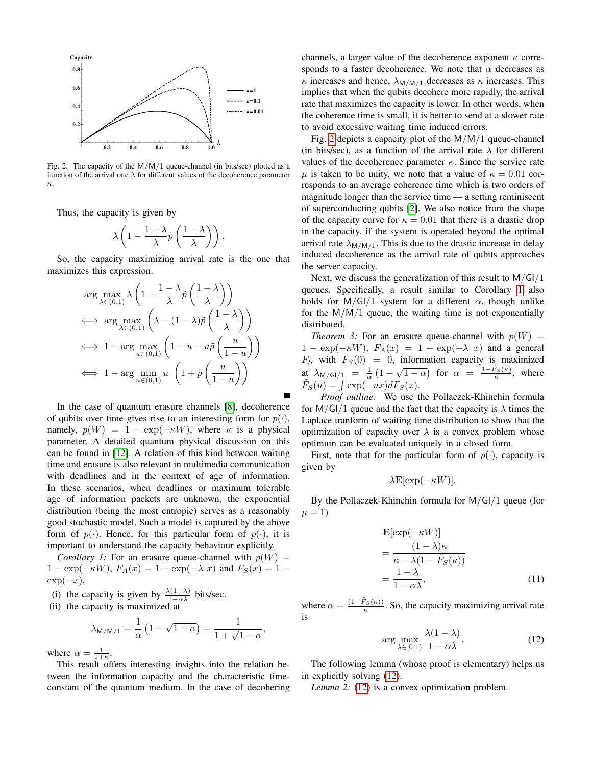Fig. 2. The capacity of the M/M/1 queue-channel (in bits/sec) plotted as a function of the arrival rate $\lambda$ for different values of the decoherence parameter $\kappa$.

Thus, the capacity is given by

$$\lambda\left(1-\frac{1-\lambda}{\lambda}\tilde{p}\left(\frac{1-\lambda}{\lambda}\right)\right).$$

So, the capacity maximizing arrival rate is the one that maximizes this expression.

$$\begin{aligned}
&\arg\max_{\lambda\in(0,1)} \lambda\left(1-\frac{1-\lambda}{\lambda}\tilde{p}\left(\frac{1-\lambda}{\lambda}\right)\right)\\
&\iff \arg\max_{\lambda\in(0,1)} \left(\lambda-(1-\lambda)\tilde{p}\left(\frac{1-\lambda}{\lambda}\right)\right)\\
&\iff 1-\arg\max_{u\in(0,1)} \left(1-u-u\tilde{p}\left(\frac{u}{1-u}\right)\right)\\
&\iff 1-\arg\min_{u\in(0,1)} u\ \left(1+\tilde{p}\left(\frac{u}{1-u}\right)\right)
\end{aligned}$$

∎

In the case of quantum erasure channels [8], decoherence of qubits over time gives rise to an interesting form for $p(\cdot)$, namely, $p(W) = 1-\exp(-\kappa W)$, where $\kappa$ is a physical parameter. A detailed quantum physical discussion on this can be found in [12]. A relation of this kind between waiting time and erasure is also relevant in multimedia communication with deadlines and in the context of age of information. In these scenarios, when deadlines or maximum tolerable age of information packets are unknown, the exponential distribution (being the most entropic) serves as a reasonably good stochastic model. Such a model is captured by the above form of $p(\cdot)$. Hence, for this particular form of $p(\cdot)$, it is important to understand the capacity behaviour explicitly.

*Corollary 1:* For an erasure queue-channel with $p(W) = 1-\exp(-\kappa W)$, $F_A(x) = 1-\exp(-\lambda\ x)$ and $F_S(x) = 1-\exp(-x)$,

(i) the capacity is given by $\frac{\lambda(1-\lambda)}{1-\alpha\lambda}$ bits/sec.

(ii) the capacity is maximized at

$$\lambda_{\mathsf{M/M/1}} = \frac{1}{\alpha}\left(1-\sqrt{1-\alpha}\right) = \frac{1}{1+\sqrt{1-\alpha}},$$

where $\alpha = \frac{1}{1+\kappa}$.

This result offers interesting insights into the relation between the information capacity and the characteristic time-constant of the quantum medium. In the case of decohering channels, a larger value of the decoherence exponent $\kappa$ corresponds to a faster decoherence. We note that $\alpha$ decreases as $\kappa$ increases and hence, $\lambda_{\mathsf{M/M/1}}$ decreases as $\kappa$ increases. This implies that when the qubits decohere more rapidly, the arrival rate that maximizes the capacity is lower. In other words, when the coherence time is small, it is better to send at a slower rate to avoid excessive waiting time induced errors.

Fig. 2 depicts a capacity plot of the M/M/1 queue-channel (in bits/sec), as a function of the arrival rate $\lambda$ for different values of the decoherence parameter $\kappa$. Since the service rate $\mu$ is taken to be unity, we note that a value of $\kappa = 0.01$ corresponds to an average coherence time which is two orders of magnitude longer than the service time — a setting reminiscent of superconducting qubits [2]. We also notice from the shape of the capacity curve for $\kappa = 0.01$ that there is a drastic drop in the capacity, if the system is operated beyond the optimal arrival rate $\lambda_{\mathsf{M/M/1}}$. This is due to the drastic increase in delay induced decoherence as the arrival rate of qubits approaches the server capacity.

Next, we discuss the generalization of this result to M/GI/1 queues. Specifically, a result similar to Corollary 1 also holds for M/GI/1 system for a different $\alpha$, though unlike for the M/M/1 queue, the waiting time is not exponentially distributed.

*Theorem 3:* For an erasure queue-channel with $p(W) = 1-\exp(-\kappa W)$, $F_A(x) = 1-\exp(-\lambda\ x)$ and a general $F_S$ with $F_S(0) = 0$, information capacity is maximized at $\lambda_{\mathsf{M/GI/1}} = \frac{1}{\alpha}\left(1-\sqrt{1-\alpha}\right)$ for $\alpha = \frac{1-\tilde{F}_S(\kappa)}{\kappa}$, where $\tilde{F}_S(u) = \int \exp(-ux)dF_S(x)$.

*Proof outline:* We use the Pollaczek-Khinchin formula for M/GI/1 queue and the fact that the capacity is $\lambda$ times the Laplace tranform of waiting time distribution to show that the optimization of capacity over $\lambda$ is a convex problem whose optimum can be evaluated uniquely in a closed form.

First, note that for the particular form of $p(\cdot)$, capacity is given by

$$\lambda\mathbf{E}[\exp(-\kappa W)].$$

By the Pollaczek-Khinchin formula for M/GI/1 queue (for $\mu = 1$)

$$\begin{aligned}
&\mathbf{E}[\exp(-\kappa W)]\\
&= \frac{(1-\lambda)\kappa}{\kappa-\lambda(1-\tilde{F}_S(\kappa))}\\
&= \frac{1-\lambda}{1-\alpha\lambda},
\end{aligned} \tag{11}$$

where $\alpha = \frac{(1-\tilde{F}_S(\kappa))}{\kappa}$. So, the capacity maximizing arrival rate is

$$\arg\max_{\lambda\in[0,1)} \frac{\lambda(1-\lambda)}{1-\alpha\lambda}. \tag{12}$$

The following lemma (whose proof is elementary) helps us in explicitly solving (12).

*Lemma 2:* (12) is a convex optimization problem.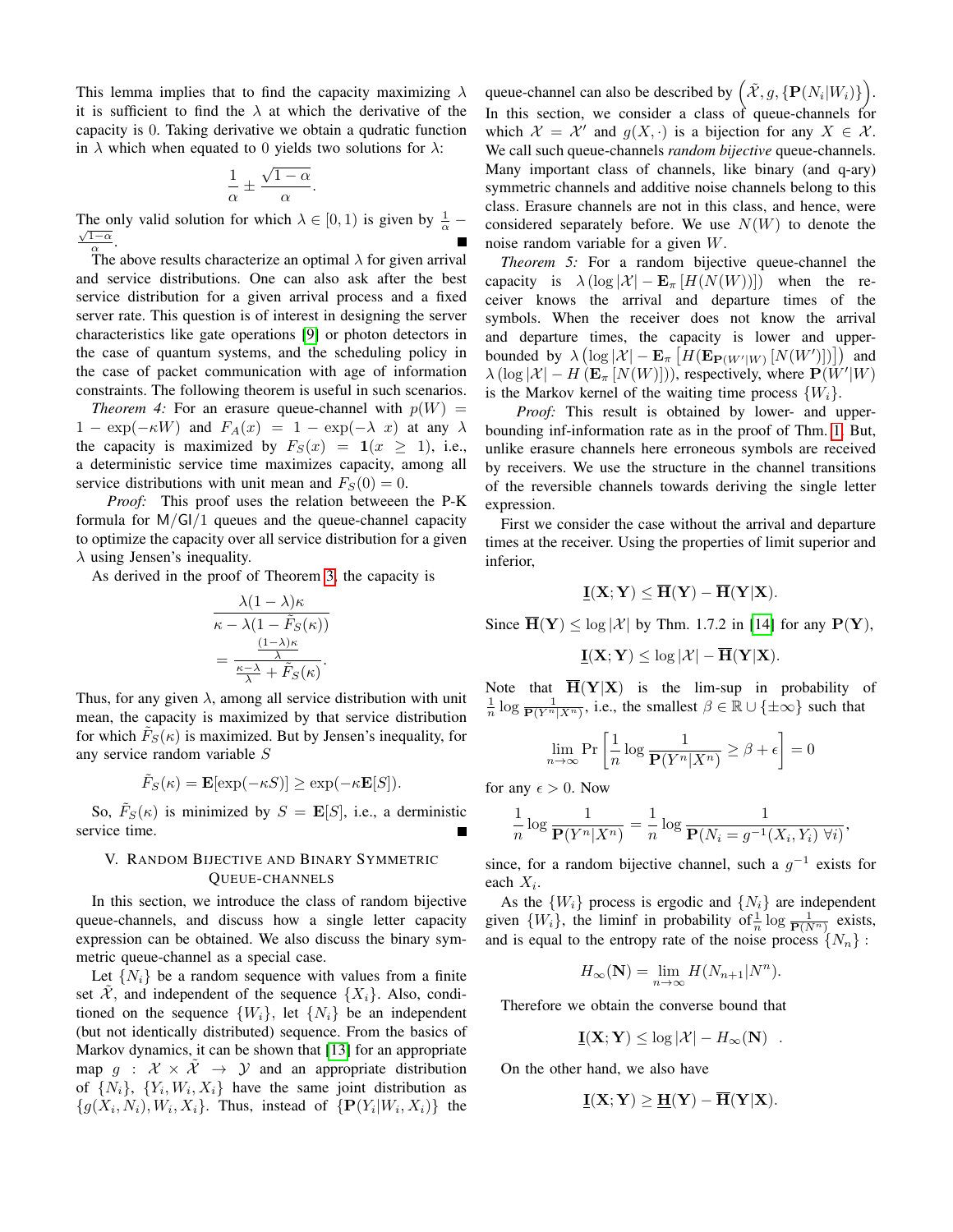This lemma implies that to find the capacity maximizing $\lambda$ it is sufficient to find the $\lambda$ at which the derivative of the capacity is 0. Taking derivative we obtain a qudratic function in $\lambda$ which when equated to 0 yields two solutions for $\lambda$:

$$\frac{1}{\alpha} \pm \frac{\sqrt{1-\alpha}}{\alpha}.$$

The only valid solution for which $\lambda \in [0, 1)$ is given by $\frac{1}{\alpha} - \frac{\sqrt{1-\alpha}}{\alpha}$. ∎

The above results characterize an optimal $\lambda$ for given arrival and service distributions. One can also ask after the best service distribution for a given arrival process and a fixed server rate. This question is of interest in designing the server characteristics like gate operations [9] or photon detectors in the case of quantum systems, and the scheduling policy in the case of packet communication with age of information constraints. The following theorem is useful in such scenarios.

*Theorem 4:* For an erasure queue-channel with $p(W) = 1 - \exp(-\kappa W)$ and $F_A(x) = 1 - \exp(-\lambda\ x)$ at any $\lambda$ the capacity is maximized by $F_S(x) = \mathbf{1}(x \geq 1)$, i.e., a deterministic service time maximizes capacity, among all service distributions with unit mean and $F_S(0) = 0$.

*Proof:* This proof uses the relation betweeen the P-K formula for $\mathsf{M}/\mathsf{GI}/1$ queues and the queue-channel capacity to optimize the capacity over all service distribution for a given $\lambda$ using Jensen's inequality.

As derived in the proof of Theorem 3, the capacity is

$$\frac{\lambda(1-\lambda)\kappa}{\kappa - \lambda(1 - \tilde{F}_S(\kappa))} = \frac{\frac{(1-\lambda)\kappa}{\lambda}}{\frac{\kappa-\lambda}{\lambda} + \tilde{F}_S(\kappa)}.$$

Thus, for any given $\lambda$, among all service distribution with unit mean, the capacity is maximized by that service distribution for which $\tilde{F}_S(\kappa)$ is maximized. But by Jensen's inequality, for any service random variable $S$

$$\tilde{F}_S(\kappa) = \mathbf{E}[\exp(-\kappa S)] \geq \exp(-\kappa \mathbf{E}[S]).$$

So, $\tilde{F}_S(\kappa)$ is minimized by $S = \mathbf{E}[S]$, i.e., a derministic service time. ∎

## V. Random Bijective and Binary Symmetric Queue-channels

In this section, we introduce the class of random bijective queue-channels, and discuss how a single letter capacity expression can be obtained. We also discuss the binary symmetric queue-channel as a special case.

Let $\{N_i\}$ be a random sequence with values from a finite set $\tilde{\mathcal{X}}$, and independent of the sequence $\{X_i\}$. Also, conditioned on the sequence $\{W_i\}$, let $\{N_i\}$ be an independent (but not identically distributed) sequence. From the basics of Markov dynamics, it can be shown that [13] for an appropriate map $g : \mathcal{X} \times \tilde{\mathcal{X}} \to \mathcal{Y}$ and an appropriate distribution of $\{N_i\}$, $\{Y_i, W_i, X_i\}$ have the same joint distribution as $\{g(X_i, N_i), W_i, X_i\}$. Thus, instead of $\{\mathbf{P}(Y_i|W_i, X_i)\}$ the queue-channel can also be described by $\left(\tilde{\mathcal{X}}, g, \{\mathbf{P}(N_i|W_i)\}\right)$. In this section, we consider a class of queue-channels for which $\mathcal{X} = \mathcal{X}'$ and $g(X, \cdot)$ is a bijection for any $X \in \mathcal{X}$. We call such queue-channels *random bijective* queue-channels. Many important class of channels, like binary (and q-ary) symmetric channels and additive noise channels belong to this class. Erasure channels are not in this class, and hence, were considered separately before. We use $N(W)$ to denote the noise random variable for a given $W$.

*Theorem 5:* For a random bijective queue-channel the capacity is $\lambda \left(\log |\mathcal{X}| - \mathbf{E}_\pi \left[H(N(W))\right]\right)$ when the receiver knows the arrival and departure times of the symbols. When the receiver does not know the arrival and departure times, the capacity is lower and upper-bounded by $\lambda \left(\log |\mathcal{X}| - \mathbf{E}_\pi \left[H(\mathbf{E}_{\mathbf{P}(W'|W)}\left[N(W')\right])\right]\right)$ and $\lambda \left(\log |\mathcal{X}| - H\left(\mathbf{E}_\pi \left[N(W)\right]\right)\right)$, respectively, where $\mathbf{P}(W'|W)$ is the Markov kernel of the waiting time process $\{W_i\}$.

*Proof:* This result is obtained by lower- and upper-bounding inf-information rate as in the proof of Thm. 1. But, unlike erasure channels here erroneous symbols are received by receivers. We use the structure in the channel transitions of the reversible channels towards deriving the single letter expression.

First we consider the case without the arrival and departure times at the receiver. Using the properties of limit superior and inferior,

$$\underline{\mathbf{I}}(\mathbf{X}; \mathbf{Y}) \leq \overline{\mathbf{H}}(\mathbf{Y}) - \overline{\mathbf{H}}(\mathbf{Y}|\mathbf{X}).$$

Since $\overline{\mathbf{H}}(\mathbf{Y}) \leq \log |\mathcal{X}|$ by Thm. 1.7.2 in [14] for any $\mathbf{P}(\mathbf{Y})$,

$$\underline{\mathbf{I}}(\mathbf{X}; \mathbf{Y}) \leq \log |\mathcal{X}| - \overline{\mathbf{H}}(\mathbf{Y}|\mathbf{X}).$$

Note that $\overline{\mathbf{H}}(\mathbf{Y}|\mathbf{X})$ is the lim-sup in probability of $\frac{1}{n} \log \frac{1}{\mathbf{P}(Y^n|X^n)}$, i.e., the smallest $\beta \in \mathbb{R} \cup \{\pm\infty\}$ such that

$$\lim_{n\to\infty} \Pr\left[\frac{1}{n} \log \frac{1}{\mathbf{P}(Y^n|X^n)} \geq \beta + \epsilon\right] = 0$$

for any $\epsilon > 0$. Now

$$\frac{1}{n} \log \frac{1}{\mathbf{P}(Y^n|X^n)} = \frac{1}{n} \log \frac{1}{\mathbf{P}(N_i = g^{-1}(X_i, Y_i)\ \forall i)},$$

since, for a random bijective channel, such a $g^{-1}$ exists for each $X_i$.

As the $\{W_i\}$ process is ergodic and $\{N_i\}$ are independent given $\{W_i\}$, the liminf in probability of $\frac{1}{n} \log \frac{1}{\mathbf{P}(N^n)}$ exists, and is equal to the entropy rate of the noise process $\{N_n\}$ :

$$H_\infty(\mathbf{N}) = \lim_{n\to\infty} H(N_{n+1}|N^n).$$

Therefore we obtain the converse bound that

$$\underline{\mathbf{I}}(\mathbf{X}; \mathbf{Y}) \leq \log |\mathcal{X}| - H_\infty(\mathbf{N}) \quad .$$

On the other hand, we also have

$$\underline{\mathbf{I}}(\mathbf{X}; \mathbf{Y}) \geq \underline{\mathbf{H}}(\mathbf{Y}) - \overline{\mathbf{H}}(\mathbf{Y}|\mathbf{X}).$$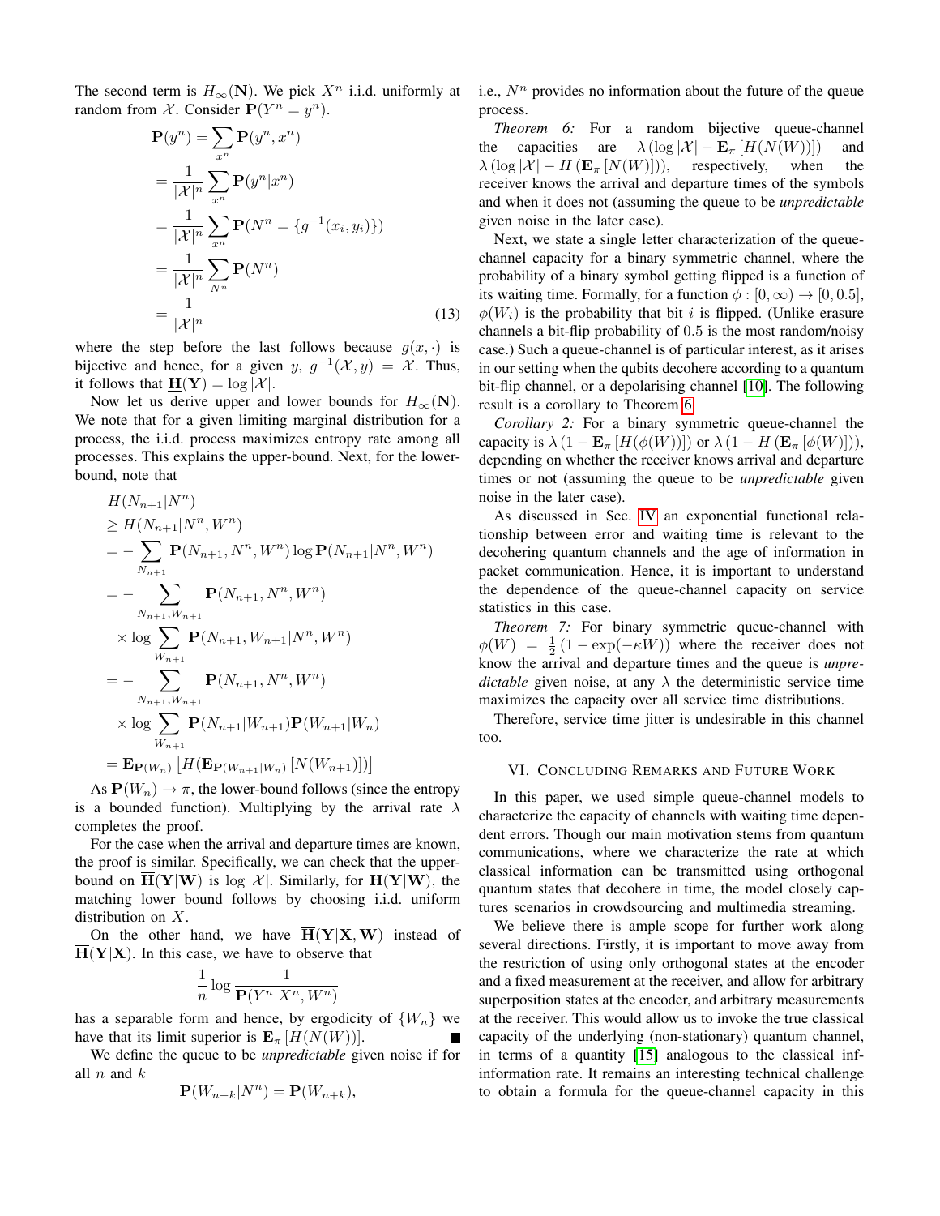The second term is $H_\infty(\mathbf{N})$. We pick $X^n$ i.i.d. uniformly at random from $\mathcal{X}$. Consider $\mathbf{P}(Y^n = y^n)$.

$$
\begin{aligned}
\mathbf{P}(y^n) &= \sum_{x^n} \mathbf{P}(y^n, x^n) \\
&= \frac{1}{|\mathcal{X}|^n} \sum_{x^n} \mathbf{P}(y^n | x^n) \\
&= \frac{1}{|\mathcal{X}|^n} \sum_{x^n} \mathbf{P}(N^n = \{g^{-1}(x_i, y_i)\}) \\
&= \frac{1}{|\mathcal{X}|^n} \sum_{N^n} \mathbf{P}(N^n) \\
&= \frac{1}{|\mathcal{X}|^n}
\end{aligned} \tag{13}
$$

where the step before the last follows because $g(x, \cdot)$ is bijective and hence, for a given $y$, $g^{-1}(\mathcal{X}, y) = \mathcal{X}$. Thus, it follows that $\underline{\mathbf{H}}(\mathbf{Y}) = \log |\mathcal{X}|$.

Now let us derive upper and lower bounds for $H_\infty(\mathbf{N})$. We note that for a given limiting marginal distribution for a process, the i.i.d. process maximizes entropy rate among all processes. This explains the upper-bound. Next, for the lower-bound, note that

$$
\begin{aligned}
&H(N_{n+1}|N^n) \\
&\geq H(N_{n+1}|N^n, W^n) \\
&= -\sum_{N_{n+1}} \mathbf{P}(N_{n+1}, N^n, W^n) \log \mathbf{P}(N_{n+1}|N^n, W^n) \\
&= -\sum_{N_{n+1}, W_{n+1}} \mathbf{P}(N_{n+1}, N^n, W^n) \\
&\quad \times \log \sum_{W_{n+1}} \mathbf{P}(N_{n+1}, W_{n+1}|N^n, W^n) \\
&= -\sum_{N_{n+1}, W_{n+1}} \mathbf{P}(N_{n+1}, N^n, W^n) \\
&\quad \times \log \sum_{W_{n+1}} \mathbf{P}(N_{n+1}|W_{n+1}) \mathbf{P}(W_{n+1}|W_n) \\
&= \mathbf{E}_{\mathbf{P}(W_n)} \left[ H(\mathbf{E}_{\mathbf{P}(W_{n+1}|W_n)} [N(W_{n+1})]) \right]
\end{aligned}
$$

As $\mathbf{P}(W_n) \to \pi$, the lower-bound follows (since the entropy is a bounded function). Multiplying by the arrival rate $\lambda$ completes the proof.

For the case when the arrival and departure times are known, the proof is similar. Specifically, we can check that the upper-bound on $\overline{\mathbf{H}}(\mathbf{Y}|\mathbf{W})$ is $\log |\mathcal{X}|$. Similarly, for $\underline{\mathbf{H}}(\mathbf{Y}|\mathbf{W})$, the matching lower bound follows by choosing i.i.d. uniform distribution on $X$.

On the other hand, we have $\overline{\mathbf{H}}(\mathbf{Y}|\mathbf{X}, \mathbf{W})$ instead of $\overline{\mathbf{H}}(\mathbf{Y}|\mathbf{X})$. In this case, we have to observe that

$$
\frac{1}{n} \log \frac{1}{\mathbf{P}(Y^n | X^n, W^n)}
$$

has a separable form and hence, by ergodicity of $\{W_n\}$ we have that its limit superior is $\mathbf{E}_\pi [H(N(W))]$. ∎

We define the queue to be *unpredictable* given noise if for all $n$ and $k$

$$
\mathbf{P}(W_{n+k}|N^n) = \mathbf{P}(W_{n+k}),
$$

i.e., $N^n$ provides no information about the future of the queue process.

*Theorem 6:* For a random bijective queue-channel the capacities are $\lambda (\log |\mathcal{X}| - \mathbf{E}_\pi [H(N(W))])$ and $\lambda (\log |\mathcal{X}| - H(\mathbf{E}_\pi [N(W)]))$, respectively, when the receiver knows the arrival and departure times of the symbols and when it does not (assuming the queue to be *unpredictable* given noise in the later case).

Next, we state a single letter characterization of the queue-channel capacity for a binary symmetric channel, where the probability of a binary symbol getting flipped is a function of its waiting time. Formally, for a function $\phi : [0, \infty) \to [0, 0.5]$, $\phi(W_i)$ is the probability that bit $i$ is flipped. (Unlike erasure channels a bit-flip probability of 0.5 is the most random/noisy case.) Such a queue-channel is of particular interest, as it arises in our setting when the qubits decohere according to a quantum bit-flip channel, or a depolarising channel [10]. The following result is a corollary to Theorem 6.

*Corollary 2:* For a binary symmetric queue-channel the capacity is $\lambda (1 - \mathbf{E}_\pi [H(\phi(W))])$ or $\lambda (1 - H(\mathbf{E}_\pi [\phi(W)]))$, depending on whether the receiver knows arrival and departure times or not (assuming the queue to be *unpredictable* given noise in the later case).

As discussed in Sec. IV an exponential functional relationship between error and waiting time is relevant to the decohering quantum channels and the age of information in packet communication. Hence, it is important to understand the dependence of the queue-channel capacity on service statistics in this case.

*Theorem 7:* For binary symmetric queue-channel with $\phi(W) = \frac{1}{2}(1 - \exp(-\kappa W))$ where the receiver does not know the arrival and departure times and the queue is *unpredictable* given noise, at any $\lambda$ the deterministic service time maximizes the capacity over all service time distributions.

Therefore, service time jitter is undesirable in this channel too.

## VI. Concluding Remarks and Future Work

In this paper, we used simple queue-channel models to characterize the capacity of channels with waiting time dependent errors. Though our main motivation stems from quantum communications, where we characterize the rate at which classical information can be transmitted using orthogonal quantum states that decohere in time, the model closely captures scenarios in crowdsourcing and multimedia streaming.

We believe there is ample scope for further work along several directions. Firstly, it is important to move away from the restriction of using only orthogonal states at the encoder and a fixed measurement at the receiver, and allow for arbitrary superposition states at the encoder, and arbitrary measurements at the receiver. This would allow us to invoke the true classical capacity of the underlying (non-stationary) quantum channel, in terms of a quantity [15] analogous to the classical inf-information rate. It remains an interesting technical challenge to obtain a formula for the queue-channel capacity in this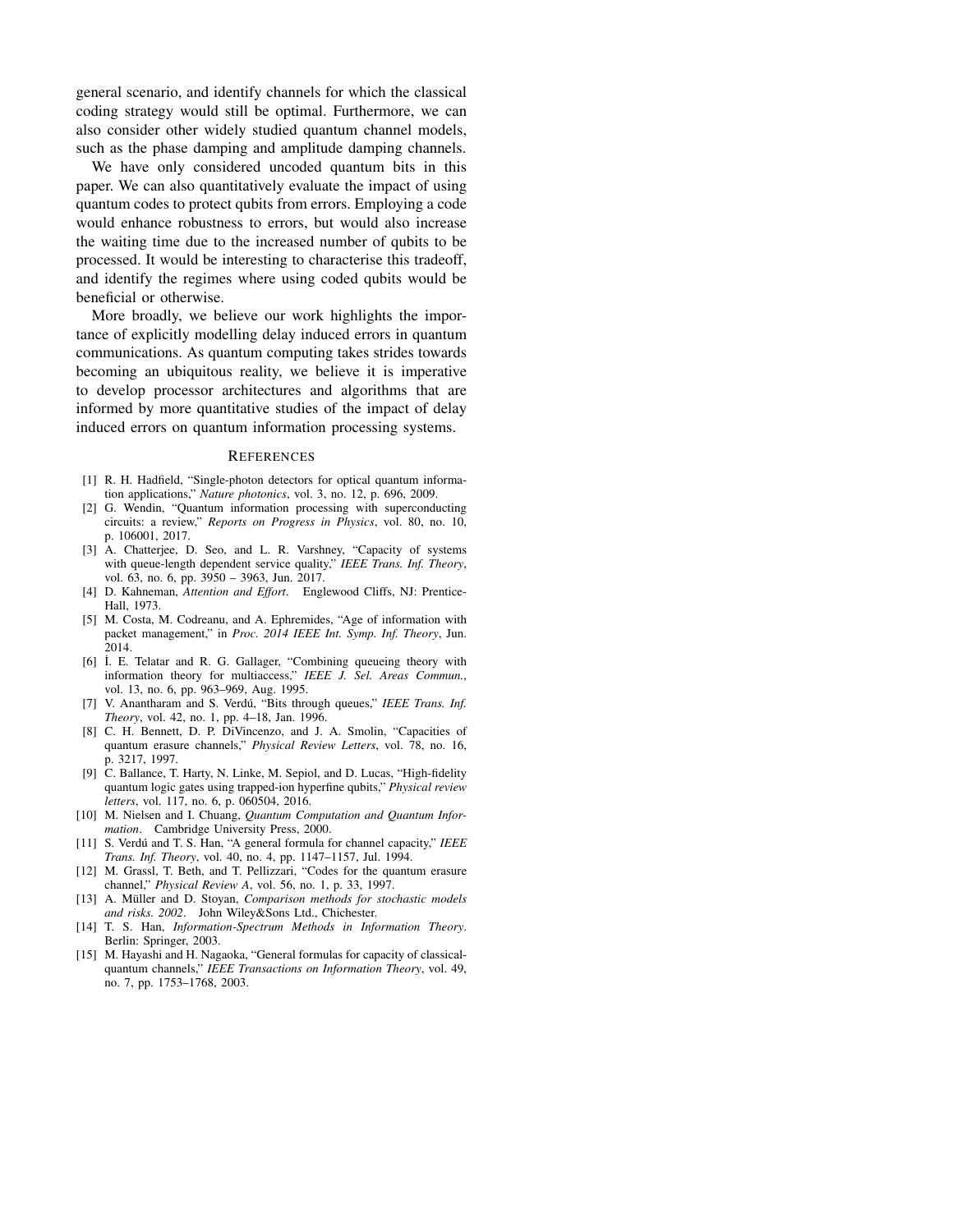general scenario, and identify channels for which the classical coding strategy would still be optimal. Furthermore, we can also consider other widely studied quantum channel models, such as the phase damping and amplitude damping channels.

We have only considered uncoded quantum bits in this paper. We can also quantitatively evaluate the impact of using quantum codes to protect qubits from errors. Employing a code would enhance robustness to errors, but would also increase the waiting time due to the increased number of qubits to be processed. It would be interesting to characterise this tradeoff, and identify the regimes where using coded qubits would be beneficial or otherwise.

More broadly, we believe our work highlights the importance of explicitly modelling delay induced errors in quantum communications. As quantum computing takes strides towards becoming an ubiquitous reality, we believe it is imperative to develop processor architectures and algorithms that are informed by more quantitative studies of the impact of delay induced errors on quantum information processing systems.

## References

[1] R. H. Hadfield, "Single-photon detectors for optical quantum information applications," *Nature photonics*, vol. 3, no. 12, p. 696, 2009.

[2] G. Wendin, "Quantum information processing with superconducting circuits: a review," *Reports on Progress in Physics*, vol. 80, no. 10, p. 106001, 2017.

[3] A. Chatterjee, D. Seo, and L. R. Varshney, "Capacity of systems with queue-length dependent service quality," *IEEE Trans. Inf. Theory*, vol. 63, no. 6, pp. 3950 – 3963, Jun. 2017.

[4] D. Kahneman, *Attention and Effort*. Englewood Cliffs, NJ: Prentice-Hall, 1973.

[5] M. Costa, M. Codreanu, and A. Ephremides, "Age of information with packet management," in *Proc. 2014 IEEE Int. Symp. Inf. Theory*, Jun. 2014.

[6] İ. E. Telatar and R. G. Gallager, "Combining queueing theory with information theory for multiaccess," *IEEE J. Sel. Areas Commun.*, vol. 13, no. 6, pp. 963–969, Aug. 1995.

[7] V. Anantharam and S. Verdú, "Bits through queues," *IEEE Trans. Inf. Theory*, vol. 42, no. 1, pp. 4–18, Jan. 1996.

[8] C. H. Bennett, D. P. DiVincenzo, and J. A. Smolin, "Capacities of quantum erasure channels," *Physical Review Letters*, vol. 78, no. 16, p. 3217, 1997.

[9] C. Ballance, T. Harty, N. Linke, M. Sepiol, and D. Lucas, "High-fidelity quantum logic gates using trapped-ion hyperfine qubits," *Physical review letters*, vol. 117, no. 6, p. 060504, 2016.

[10] M. Nielsen and I. Chuang, *Quantum Computation and Quantum Information*. Cambridge University Press, 2000.

[11] S. Verdú and T. S. Han, "A general formula for channel capacity," *IEEE Trans. Inf. Theory*, vol. 40, no. 4, pp. 1147–1157, Jul. 1994.

[12] M. Grassl, T. Beth, and T. Pellizzari, "Codes for the quantum erasure channel," *Physical Review A*, vol. 56, no. 1, p. 33, 1997.

[13] A. Müller and D. Stoyan, *Comparison methods for stochastic models and risks. 2002*. John Wiley&Sons Ltd., Chichester.

[14] T. S. Han, *Information-Spectrum Methods in Information Theory*. Berlin: Springer, 2003.

[15] M. Hayashi and H. Nagaoka, "General formulas for capacity of classical-quantum channels," *IEEE Transactions on Information Theory*, vol. 49, no. 7, pp. 1753–1768, 2003.